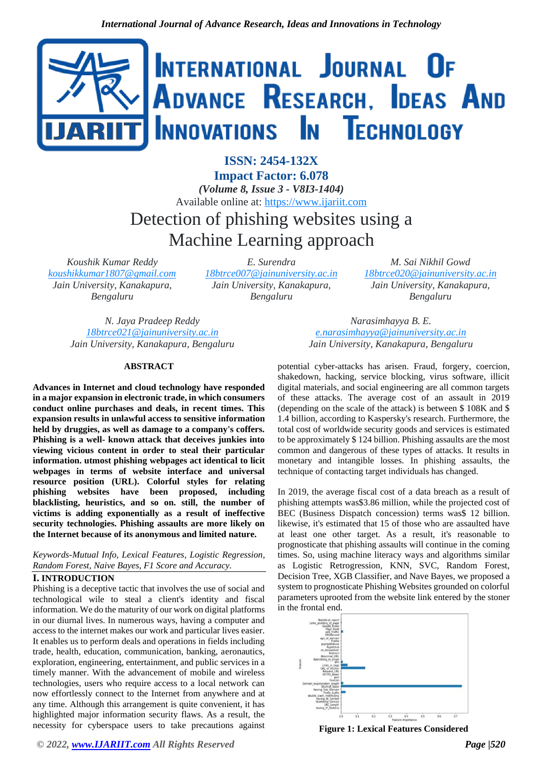# Detection of phishing websites using a Machine Learning approach

ISSN: 2454-132X
Impact Factor: 6.078
*(Volume 8, Issue 3 - V8I3-1404)*
Available online at: https://www.ijariit.com

*Koushik Kumar Reddy*
*koushikkumar1807@gmail.com*
*Jain University, Kanakapura, Bengaluru*

*E. Surendra*
*18btrce007@jainuniversity.ac.in*
*Jain University, Kanakapura, Bengaluru*

*M. Sai Nikhil Gowd*
*18btrce020@jainuniversity.ac.in*
*Jain University, Kanakapura, Bengaluru*

*N. Jaya Pradeep Reddy*
*18btrce021@jainuniversity.ac.in*
*Jain University, Kanakapura, Bengaluru*

*Narasimhayya B. E.*
*e.narasimhayya@jainuniversity.ac.in*
*Jain University, Kanakapura, Bengaluru*

## ABSTRACT

**Advances in Internet and cloud technology have responded in a major expansion in electronic trade, in which consumers conduct online purchases and deals, in recent times. This expansion results in unlawful access to sensitive information held by druggies, as well as damage to a company's coffers. Phishing is a well- known attack that deceives junkies into viewing vicious content in order to steal their particular information. utmost phishing webpages act identical to licit webpages in terms of website interface and universal resource position (URL). Colorful styles for relating phishing websites have been proposed, including blacklisting, heuristics, and so on. still, the number of victims is adding exponentially as a result of ineffective security technologies. Phishing assaults are more likely on the Internet because of its anonymous and limited nature.**

*Keywords-Mutual Info, Lexical Features, Logistic Regression, Random Forest, Naive Bayes, F1 Score and Accuracy.*

## I. INTRODUCTION

Phishing is a deceptive tactic that involves the use of social and technological wile to steal a client's identity and fiscal information. We do the maturity of our work on digital platforms in our diurnal lives. In numerous ways, having a computer and access to the internet makes our work and particular lives easier. It enables us to perform deals and operations in fields including trade, health, education, communication, banking, aeronautics, exploration, engineering, entertainment, and public services in a timely manner. With the advancement of mobile and wireless technologies, users who require access to a local network can now effortlessly connect to the Internet from anywhere and at any time. Although this arrangement is quite convenient, it has highlighted major information security flaws. As a result, the necessity for cyberspace users to take precautions against potential cyber-attacks has arisen. Fraud, forgery, coercion, shakedown, hacking, service blocking, virus software, illicit digital materials, and social engineering are all common targets of these attacks. The average cost of an assault in 2019 (depending on the scale of the attack) is between \$ 108K and \$ 1.4 billion, according to Kaspersky's research. Furthermore, the total cost of worldwide security goods and services is estimated to be approximately \$ 124 billion. Phishing assaults are the most common and dangerous of these types of attacks. It results in monetary and intangible losses. In phishing assaults, the technique of contacting target individuals has changed.

In 2019, the average fiscal cost of a data breach as a result of phishing attempts was\$3.86 million, while the projected cost of BEC (Business Dispatch concession) terms was\$ 12 billion. likewise, it's estimated that 15 of those who are assaulted have at least one other target. As a result, it's reasonable to prognosticate that phishing assaults will continue in the coming times. So, using machine literacy ways and algorithms similar as Logistic Retrogression, KNN, SVC, Random Forest, Decision Tree, XGB Classifier, and Nave Bayes, we proposed a system to prognosticate Phishing Websites grounded on colorful parameters uprooted from the website link entered by the stoner in the frontal end.

**Figure 1: Lexical Features Considered**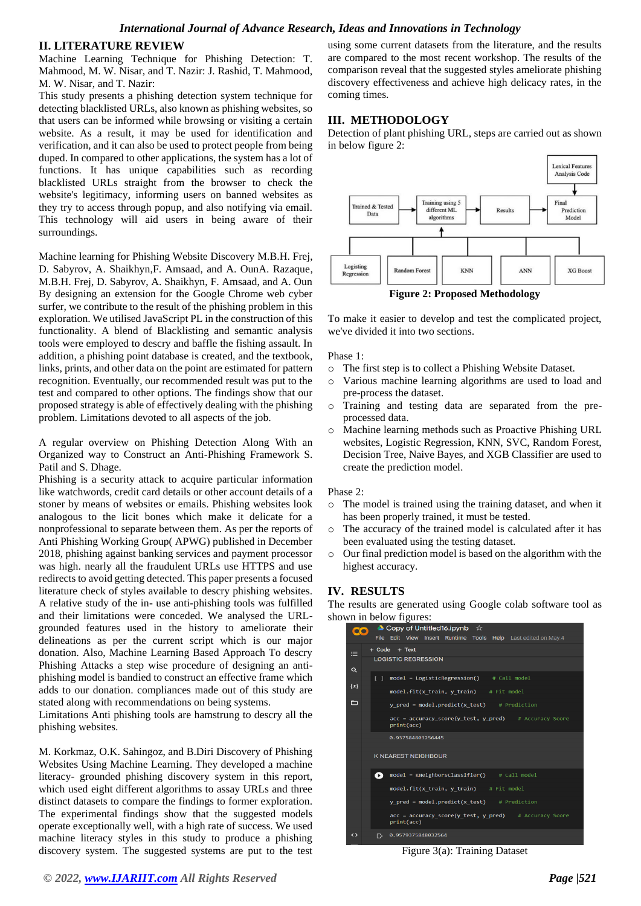## II. LITERATURE REVIEW

Machine Learning Technique for Phishing Detection: T. Mahmood, M. W. Nisar, and T. Nazir: J. Rashid, T. Mahmood, M. W. Nisar, and T. Nazir:

This study presents a phishing detection system technique for detecting blacklisted URLs, also known as phishing websites, so that users can be informed while browsing or visiting a certain website. As a result, it may be used for identification and verification, and it can also be used to protect people from being duped. In compared to other applications, the system has a lot of functions. It has unique capabilities such as recording blacklisted URLs straight from the browser to check the website's legitimacy, informing users on banned websites as they try to access through popup, and also notifying via email. This technology will aid users in being aware of their surroundings.

Machine learning for Phishing Website Discovery M.B.H. Frej, D. Sabyrov, A. Shaikhyn,F. Amsaad, and A. OunA. Razaque, M.B.H. Frej, D. Sabyrov, A. Shaikhyn, F. Amsaad, and A. Oun By designing an extension for the Google Chrome web cyber surfer, we contribute to the result of the phishing problem in this exploration. We utilised JavaScript PL in the construction of this functionality. A blend of Blacklisting and semantic analysis tools were employed to descry and baffle the fishing assault. In addition, a phishing point database is created, and the textbook, links, prints, and other data on the point are estimated for pattern recognition. Eventually, our recommended result was put to the test and compared to other options. The findings show that our proposed strategy is able of effectively dealing with the phishing problem. Limitations devoted to all aspects of the job.

A regular overview on Phishing Detection Along With an Organized way to Construct an Anti-Phishing Framework S. Patil and S. Dhage.

Phishing is a security attack to acquire particular information like watchwords, credit card details or other account details of a stoner by means of websites or emails. Phishing websites look analogous to the licit bones which make it delicate for a nonprofessional to separate between them. As per the reports of Anti Phishing Working Group( APWG) published in December 2018, phishing against banking services and payment processor was high. nearly all the fraudulent URLs use HTTPS and use redirects to avoid getting detected. This paper presents a focused literature check of styles available to descry phishing websites. A relative study of the in- use anti-phishing tools was fulfilled and their limitations were conceded. We analysed the URL-grounded features used in the history to ameliorate their delineations as per the current script which is our major donation. Also, Machine Learning Based Approach To descry Phishing Attacks a step wise procedure of designing an anti-phishing model is bandied to construct an effective frame which adds to our donation. compliances made out of this study are stated along with recommendations on being systems.

Limitations Anti phishing tools are hamstrung to descry all the phishing websites.

M. Korkmaz, O.K. Sahingoz, and B.Diri Discovery of Phishing Websites Using Machine Learning. They developed a machine literacy- grounded phishing discovery system in this report, which used eight different algorithms to assay URLs and three distinct datasets to compare the findings to former exploration. The experimental findings show that the suggested models operate exceptionally well, with a high rate of success. We used machine literacy styles in this study to produce a phishing discovery system. The suggested systems are put to the test using some current datasets from the literature, and the results are compared to the most recent workshop. The results of the comparison reveal that the suggested styles ameliorate phishing discovery effectiveness and achieve high delicacy rates, in the coming times.

## III. METHODOLOGY

Detection of plant phishing URL, steps are carried out as shown in below figure 2:

Lexical Features Analysis Code → Final Prediction Model

Trained & Tested Data → Training using 5 different ML algorithms → Results → Final Prediction Model

Logistic Regression | Random Forest | KNN | ANN | XG Boost

**Figure 2: Proposed Methodology**

To make it easier to develop and test the complicated project, we've divided it into two sections.

Phase 1:

- The first step is to collect a Phishing Website Dataset.
- Various machine learning algorithms are used to load and pre-process the dataset.
- Training and testing data are separated from the pre-processed data.
- Machine learning methods such as Proactive Phishing URL websites, Logistic Regression, KNN, SVC, Random Forest, Decision Tree, Naive Bayes, and XGB Classifier are used to create the prediction model.

Phase 2:

- The model is trained using the training dataset, and when it has been properly trained, it must be tested.
- The accuracy of the trained model is calculated after it has been evaluated using the testing dataset.
- Our final prediction model is based on the algorithm with the highest accuracy.

## IV. RESULTS

The results are generated using Google colab software tool as shown in below figures:

Copy of Untitled16.ipynb

LOGISTIC REGRESSION

```
model = LogisticRegression()   # Call model
model.fit(x_train, y_train)   # Fit model
y_pred = model.predict(x_test)   # Prediction
acc = accuracy_score(y_test, y_pred)   # Accuracy Score
print(acc)
```

0.937584803256445

K NEAREST NEIGHBOUR

```
model = KNeighborsClassifier()   # call model
model.fit(x_train, y_train)   # Fit model
y_pred = model.predict(x_test)   # Prediction
acc = accuracy_score(y_test, y_pred)   # Accuracy Score
print(acc)
```

0.9579375848032564

Figure 3(a): Training Dataset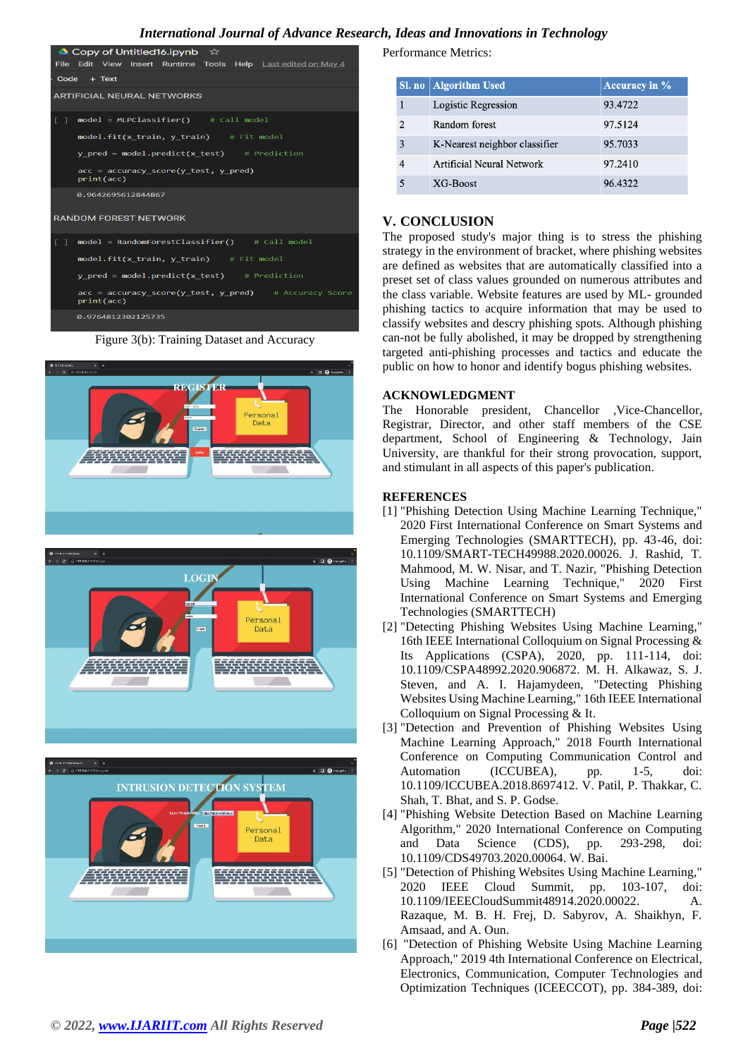Figure 3(b): Training Dataset and Accuracy

Performance Metrics:

| Sl. no | Algorithm Used | Accuracy in % |
|---|---|---|
| 1 | Logistic Regression | 93.4722 |
| 2 | Random forest | 97.5124 |
| 3 | K-Nearest neighbor classifier | 95.7033 |
| 4 | Artificial Neural Network | 97.2410 |
| 5 | XG-Boost | 96.4322 |

## V. CONCLUSION

The proposed study's major thing is to stress the phishing strategy in the environment of bracket, where phishing websites are defined as websites that are automatically classified into a preset set of class values grounded on numerous attributes and the class variable. Website features are used by ML- grounded phishing tactics to acquire information that may be used to classify websites and descry phishing spots. Although phishing can-not be fully abolished, it may be dropped by strengthening targeted anti-phishing processes and tactics and educate the public on how to honor and identify bogus phishing websites.

## ACKNOWLEDGMENT

The Honorable president, Chancellor ,Vice-Chancellor, Registrar, Director, and other staff members of the CSE department, School of Engineering & Technology, Jain University, are thankful for their strong provocation, support, and stimulant in all aspects of this paper's publication.

## REFERENCES

[1] "Phishing Detection Using Machine Learning Technique," 2020 First International Conference on Smart Systems and Emerging Technologies (SMARTTECH), pp. 43-46, doi: 10.1109/SMART-TECH49988.2020.00026. J. Rashid, T. Mahmood, M. W. Nisar, and T. Nazir, "Phishing Detection Using Machine Learning Technique," 2020 First International Conference on Smart Systems and Emerging Technologies (SMARTTECH)

[2] "Detecting Phishing Websites Using Machine Learning," 16th IEEE International Colloquium on Signal Processing & Its Applications (CSPA), 2020, pp. 111-114, doi: 10.1109/CSPA48992.2020.906872. M. H. Alkawaz, S. J. Steven, and A. I. Hajamydeen, "Detecting Phishing Websites Using Machine Learning," 16th IEEE International Colloquium on Signal Processing & It.

[3] "Detection and Prevention of Phishing Websites Using Machine Learning Approach," 2018 Fourth International Conference on Computing Communication Control and Automation (ICCUBEA), pp. 1-5, doi: 10.1109/ICCUBEA.2018.8697412. V. Patil, P. Thakkar, C. Shah, T. Bhat, and S. P. Godse.

[4] "Phishing Website Detection Based on Machine Learning Algorithm," 2020 International Conference on Computing and Data Science (CDS), pp. 293-298, doi: 10.1109/CDS49703.2020.00064. W. Bai.

[5] "Detection of Phishing Websites Using Machine Learning," 2020 IEEE Cloud Summit, pp. 103-107, doi: 10.1109/IEEECloudSummit48914.2020.00022. A. Razaque, M. B. H. Frej, D. Sabyrov, A. Shaikhyn, F. Amsaad, and A. Oun.

[6] "Detection of Phishing Website Using Machine Learning Approach," 2019 4th International Conference on Electrical, Electronics, Communication, Computer Technologies and Optimization Techniques (ICEECCOT), pp. 384-389, doi: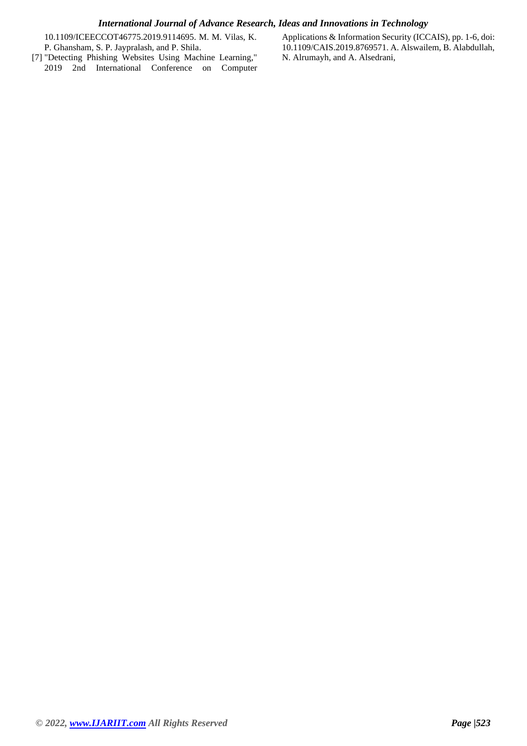10.1109/ICEECCOT46775.2019.9114695. M. M. Vilas, K. P. Ghansham, S. P. Jaypralash, and P. Shila.

[7] "Detecting Phishing Websites Using Machine Learning," 2019 2nd International Conference on Computer Applications & Information Security (ICCAIS), pp. 1-6, doi: 10.1109/CAIS.2019.8769571. A. Alswailem, B. Alabdullah, N. Alrumayh, and A. Alsedrani,